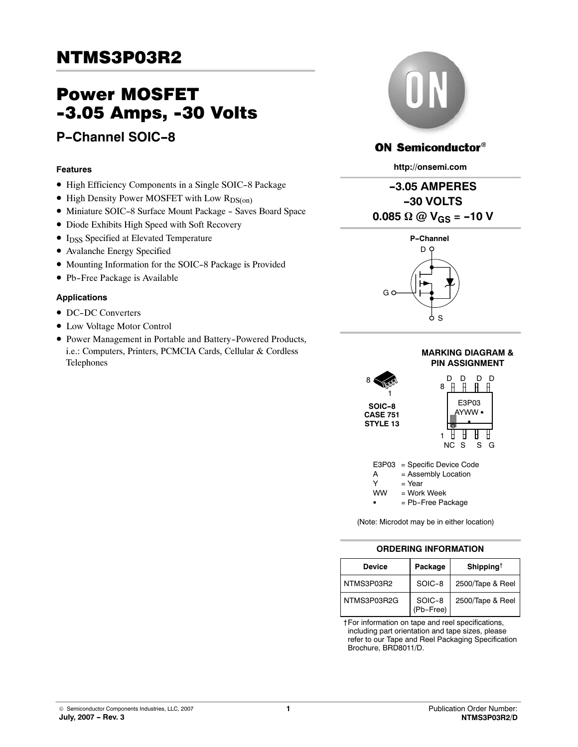# NTMS3P03R2

## Power MOSFET -3.05 Amps, -30 Volts

### P−Channel SOIC−8

**ON Semiconductor®**

**http://onsemi.com**

**−3.05 AMPERES**
**−30 VOLTS**
**0.085 Ω @ $V_{GS}$ = −10 V**

#### Features

- High Efficiency Components in a Single SOIC−8 Package
- High Density Power MOSFET with Low $R_{DS(on)}$
- Miniature SOIC−8 Surface Mount Package − Saves Board Space
- Diode Exhibits High Speed with Soft Recovery
- $I_{DSS}$ Specified at Elevated Temperature
- Avalanche Energy Specified
- Mounting Information for the SOIC−8 Package is Provided
- Pb−Free Package is Available

#### Applications

- DC−DC Converters
- Low Voltage Motor Control
- Power Management in Portable and Battery−Powered Products, i.e.: Computers, Printers, PCMCIA Cards, Cellular & Cordless Telephones

P−Channel

D

G

S

**MARKING DIAGRAM & PIN ASSIGNMENT**

SOIC−8
CASE 751
STYLE 13

Pins 8–5: D D D D
Pins 1–4: NC S S G

E3P03
AYWW ▪

E3P03 = Specific Device Code
A = Assembly Location
Y = Year
WW = Work Week
▪ = Pb−Free Package

(Note: Microdot may be in either location)

**ORDERING INFORMATION**

| Device | Package | Shipping† |
|---|---|---|
| NTMS3P03R2 | SOIC−8 | 2500/Tape & Reel |
| NTMS3P03R2G | SOIC−8 (Pb−Free) | 2500/Tape & Reel |

†For information on tape and reel specifications, including part orientation and tape sizes, please refer to our Tape and Reel Packaging Specification Brochure, BRD8011/D.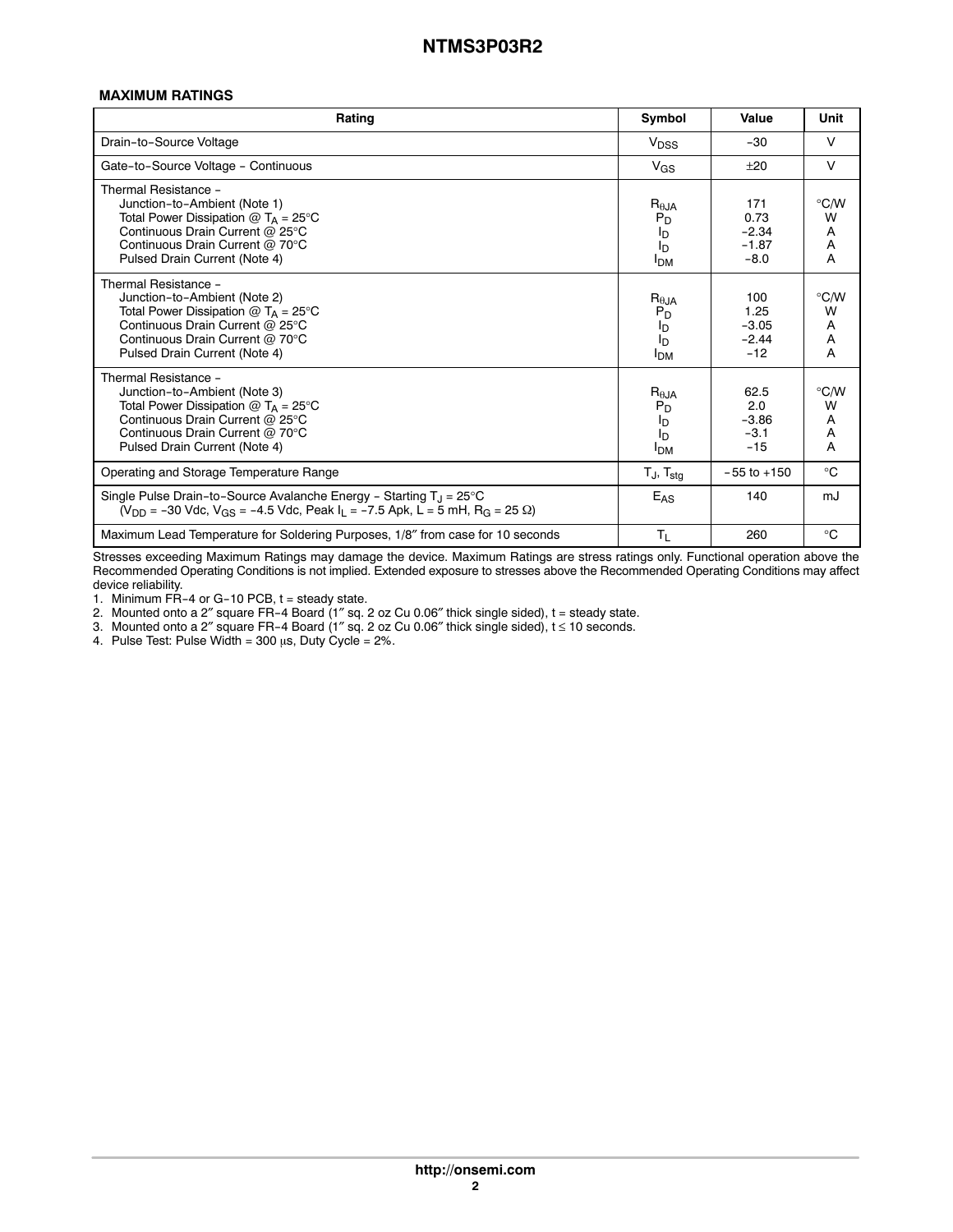### MAXIMUM RATINGS

| Rating | Symbol | Value | Unit |
|---|---|---|---|
| Drain-to-Source Voltage | $V_{DSS}$ | −30 | V |
| Gate-to-Source Voltage - Continuous | $V_{GS}$ | ±20 | V |
| Thermal Resistance -<br>Junction-to-Ambient (Note 1)<br>Total Power Dissipation @ $T_A$ = 25°C<br>Continuous Drain Current @ 25°C<br>Continuous Drain Current @ 70°C<br>Pulsed Drain Current (Note 4) | $R_{\theta JA}$<br>$P_D$<br>$I_D$<br>$I_D$<br>$I_{DM}$ | 171<br>0.73<br>−2.34<br>−1.87<br>−8.0 | °C/W<br>W<br>A<br>A<br>A |
| Thermal Resistance -<br>Junction-to-Ambient (Note 2)<br>Total Power Dissipation @ $T_A$ = 25°C<br>Continuous Drain Current @ 25°C<br>Continuous Drain Current @ 70°C<br>Pulsed Drain Current (Note 4) | $R_{\theta JA}$<br>$P_D$<br>$I_D$<br>$I_D$<br>$I_{DM}$ | 100<br>1.25<br>−3.05<br>−2.44<br>−12 | °C/W<br>W<br>A<br>A<br>A |
| Thermal Resistance -<br>Junction-to-Ambient (Note 3)<br>Total Power Dissipation @ $T_A$ = 25°C<br>Continuous Drain Current @ 25°C<br>Continuous Drain Current @ 70°C<br>Pulsed Drain Current (Note 4) | $R_{\theta JA}$<br>$P_D$<br>$I_D$<br>$I_D$<br>$I_{DM}$ | 62.5<br>2.0<br>−3.86<br>−3.1<br>−15 | °C/W<br>W<br>A<br>A<br>A |
| Operating and Storage Temperature Range | $T_J$, $T_{stg}$ | −55 to +150 | °C |
| Single Pulse Drain-to-Source Avalanche Energy - Starting $T_J$ = 25°C<br>($V_{DD}$ = −30 Vdc, $V_{GS}$ = −4.5 Vdc, Peak $I_L$ = −7.5 Apk, L = 5 mH, $R_G$ = 25 Ω) | $E_{AS}$ | 140 | mJ |
| Maximum Lead Temperature for Soldering Purposes, 1/8″ from case for 10 seconds | $T_L$ | 260 | °C |

Stresses exceeding Maximum Ratings may damage the device. Maximum Ratings are stress ratings only. Functional operation above the Recommended Operating Conditions is not implied. Extended exposure to stresses above the Recommended Operating Conditions may affect device reliability.

1. Minimum FR-4 or G-10 PCB, t = steady state.
2. Mounted onto a 2″ square FR-4 Board (1″ sq. 2 oz Cu 0.06″ thick single sided), t = steady state.
3. Mounted onto a 2″ square FR-4 Board (1″ sq. 2 oz Cu 0.06″ thick single sided), t ≤ 10 seconds.
4. Pulse Test: Pulse Width = 300 μs, Duty Cycle = 2%.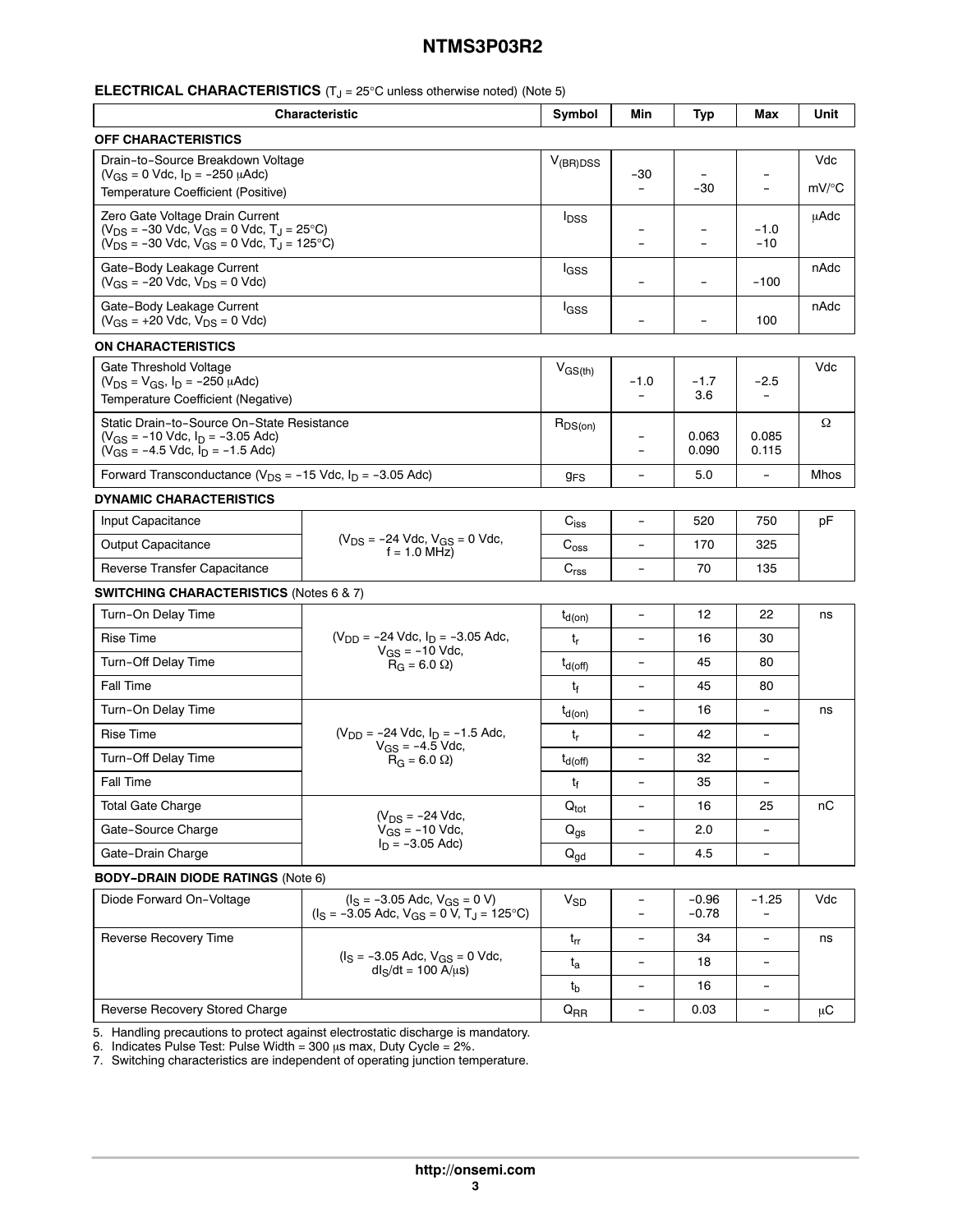## ELECTRICAL CHARACTERISTICS ($T_J$ = 25°C unless otherwise noted) (Note 5)

| Characteristic | | Symbol | Min | Typ | Max | Unit |
|---|---|---|---|---|---|---|
| **OFF CHARACTERISTICS** | | | | | | |
| Drain−to−Source Breakdown Voltage ($V_{GS}$ = 0 Vdc, $I_D$ = −250 μAdc)<br>Temperature Coefficient (Positive) | | $V_{(BR)DSS}$ | −30<br>− | −<br>−30 | −<br>− | Vdc<br>mV/°C |
| Zero Gate Voltage Drain Current<br>($V_{DS}$ = −30 Vdc, $V_{GS}$ = 0 Vdc, $T_J$ = 25°C)<br>($V_{DS}$ = −30 Vdc, $V_{GS}$ = 0 Vdc, $T_J$ = 125°C) | | $I_{DSS}$ | −<br>− | −<br>− | −1.0<br>−10 | μAdc |
| Gate−Body Leakage Current ($V_{GS}$ = −20 Vdc, $V_{DS}$ = 0 Vdc) | | $I_{GSS}$ | − | − | −100 | nAdc |
| Gate−Body Leakage Current ($V_{GS}$ = +20 Vdc, $V_{DS}$ = 0 Vdc) | | $I_{GSS}$ | − | − | 100 | nAdc |
| **ON CHARACTERISTICS** | | | | | | |
| Gate Threshold Voltage ($V_{DS}$ = $V_{GS}$, $I_D$ = −250 μAdc)<br>Temperature Coefficient (Negative) | | $V_{GS(th)}$ | −1.0<br>− | −1.7<br>3.6 | −2.5<br>− | Vdc |
| Static Drain−to−Source On−State Resistance<br>($V_{GS}$ = −10 Vdc, $I_D$ = −3.05 Adc)<br>($V_{GS}$ = −4.5 Vdc, $I_D$ = −1.5 Adc) | | $R_{DS(on)}$ | −<br>− | 0.063<br>0.090 | 0.085<br>0.115 | Ω |
| Forward Transconductance ($V_{DS}$ = −15 Vdc, $I_D$ = −3.05 Adc) | | $g_{FS}$ | − | 5.0 | − | Mhos |
| **DYNAMIC CHARACTERISTICS** | | | | | | |
| Input Capacitance | ($V_{DS}$ = −24 Vdc, $V_{GS}$ = 0 Vdc, f = 1.0 MHz) | $C_{iss}$ | − | 520 | 750 | pF |
| Output Capacitance | | $C_{oss}$ | − | 170 | 325 | |
| Reverse Transfer Capacitance | | $C_{rss}$ | − | 70 | 135 | |
| **SWITCHING CHARACTERISTICS** (Notes 6 & 7) | | | | | | |
| Turn−On Delay Time | ($V_{DD}$ = −24 Vdc, $I_D$ = −3.05 Adc, $V_{GS}$ = −10 Vdc, $R_G$ = 6.0 Ω) | $t_{d(on)}$ | − | 12 | 22 | ns |
| Rise Time | | $t_r$ | − | 16 | 30 | |
| Turn−Off Delay Time | | $t_{d(off)}$ | − | 45 | 80 | |
| Fall Time | | $t_f$ | − | 45 | 80 | |
| Turn−On Delay Time | ($V_{DD}$ = −24 Vdc, $I_D$ = −1.5 Adc, $V_{GS}$ = −4.5 Vdc, $R_G$ = 6.0 Ω) | $t_{d(on)}$ | − | 16 | − | ns |
| Rise Time | | $t_r$ | − | 42 | − | |
| Turn−Off Delay Time | | $t_{d(off)}$ | − | 32 | − | |
| Fall Time | | $t_f$ | − | 35 | − | |
| Total Gate Charge | ($V_{DS}$ = −24 Vdc, $V_{GS}$ = −10 Vdc, $I_D$ = −3.05 Adc) | $Q_{tot}$ | − | 16 | 25 | nC |
| Gate−Source Charge | | $Q_{gs}$ | − | 2.0 | − | |
| Gate−Drain Charge | | $Q_{gd}$ | − | 4.5 | − | |
| **BODY−DRAIN DIODE RATINGS** (Note 6) | | | | | | |
| Diode Forward On−Voltage | ($I_S$ = −3.05 Adc, $V_{GS}$ = 0 V)<br>($I_S$ = −3.05 Adc, $V_{GS}$ = 0 V, $T_J$ = 125°C) | $V_{SD}$ | −<br>− | −0.96<br>−0.78 | −1.25<br>− | Vdc |
| Reverse Recovery Time | ($I_S$ = −3.05 Adc, $V_{GS}$ = 0 Vdc, $dI_S/dt$ = 100 A/μs) | $t_{rr}$ | − | 34 | − | ns |
| | | $t_a$ | − | 18 | − | |
| | | $t_b$ | − | 16 | − | |
| Reverse Recovery Stored Charge | | $Q_{RR}$ | − | 0.03 | − | μC |

5. Handling precautions to protect against electrostatic discharge is mandatory.
6. Indicates Pulse Test: Pulse Width = 300 μs max, Duty Cycle = 2%.
7. Switching characteristics are independent of operating junction temperature.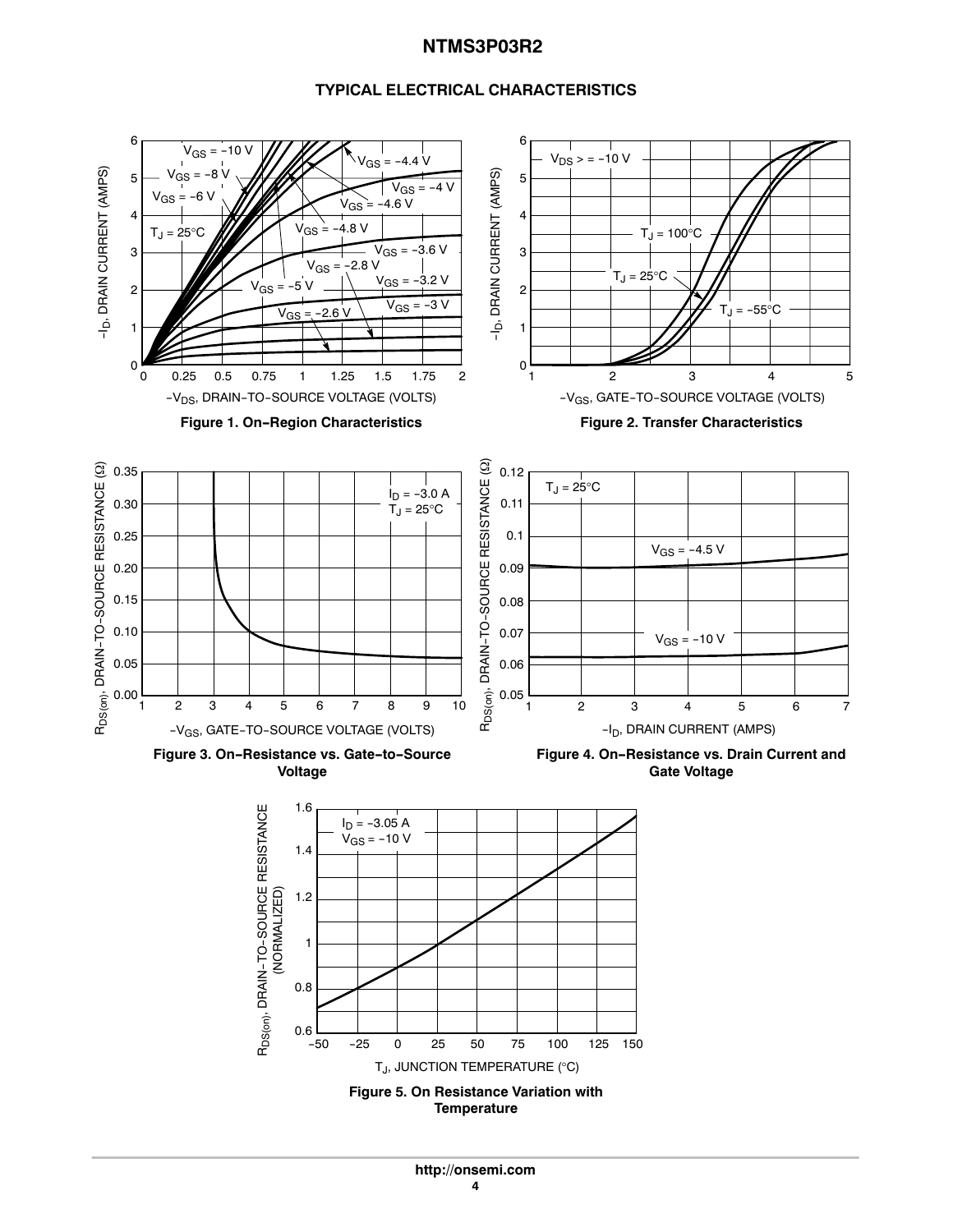## TYPICAL ELECTRICAL CHARACTERISTICS

**Figure 1. On−Region Characteristics**

**Figure 2. Transfer Characteristics**

**Figure 3. On−Resistance vs. Gate−to−Source Voltage**

**Figure 4. On−Resistance vs. Drain Current and Gate Voltage**

**Figure 5. On Resistance Variation with Temperature**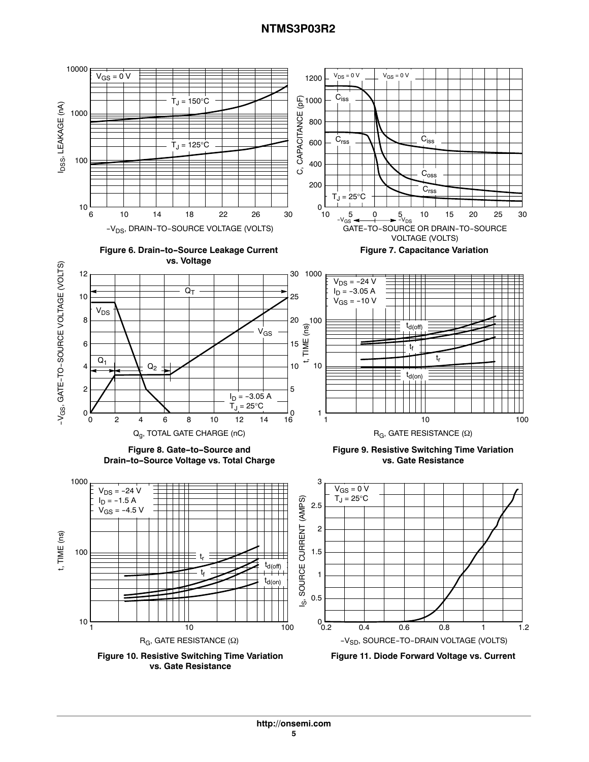Figure 6. Drain−to−Source Leakage Current vs. Voltage

Figure 7. Capacitance Variation

Figure 8. Gate−to−Source and Drain−to−Source Voltage vs. Total Charge

Figure 9. Resistive Switching Time Variation vs. Gate Resistance

Figure 10. Resistive Switching Time Variation vs. Gate Resistance

Figure 11. Diode Forward Voltage vs. Current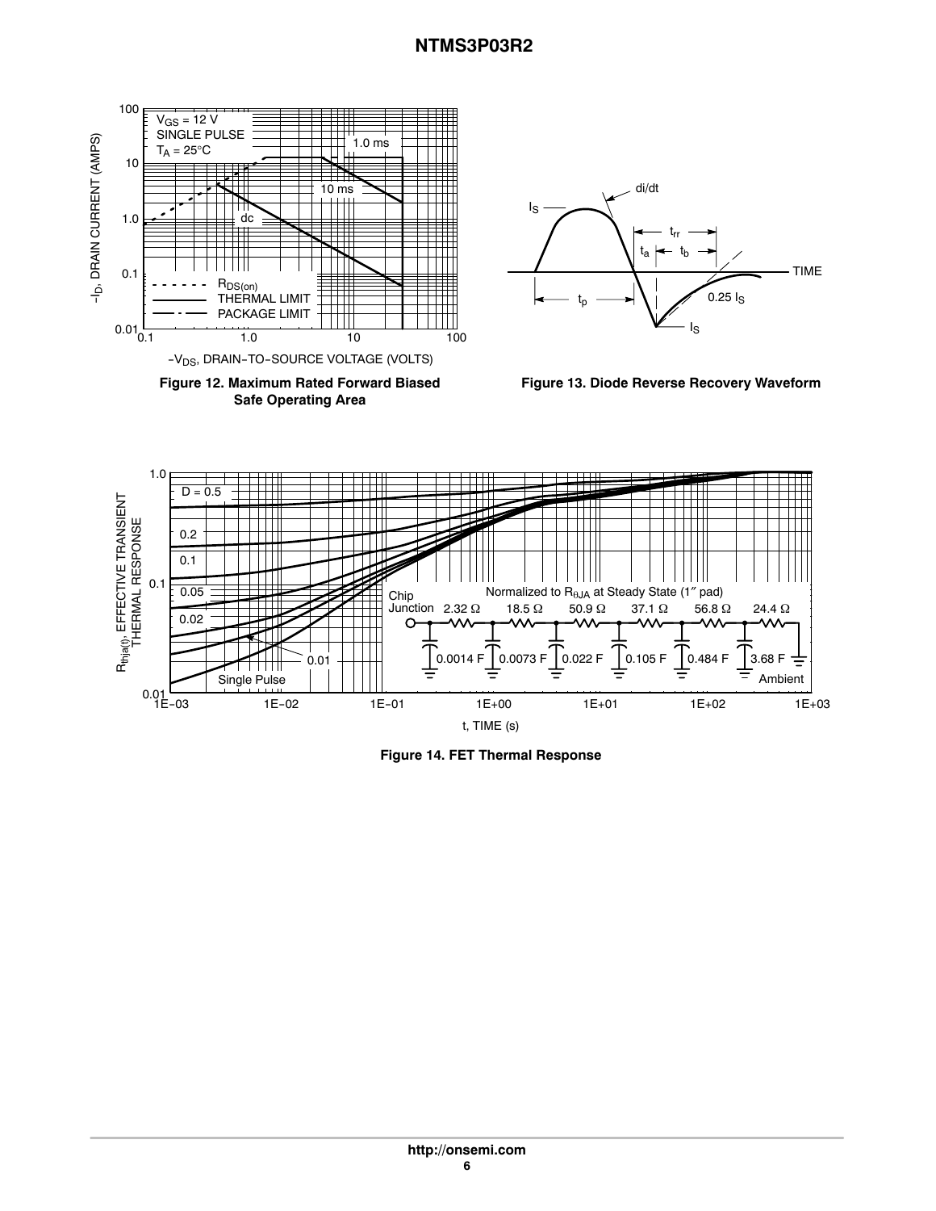**Figure 12. Maximum Rated Forward Biased Safe Operating Area**

**Figure 13. Diode Reverse Recovery Waveform**

**Figure 14. FET Thermal Response**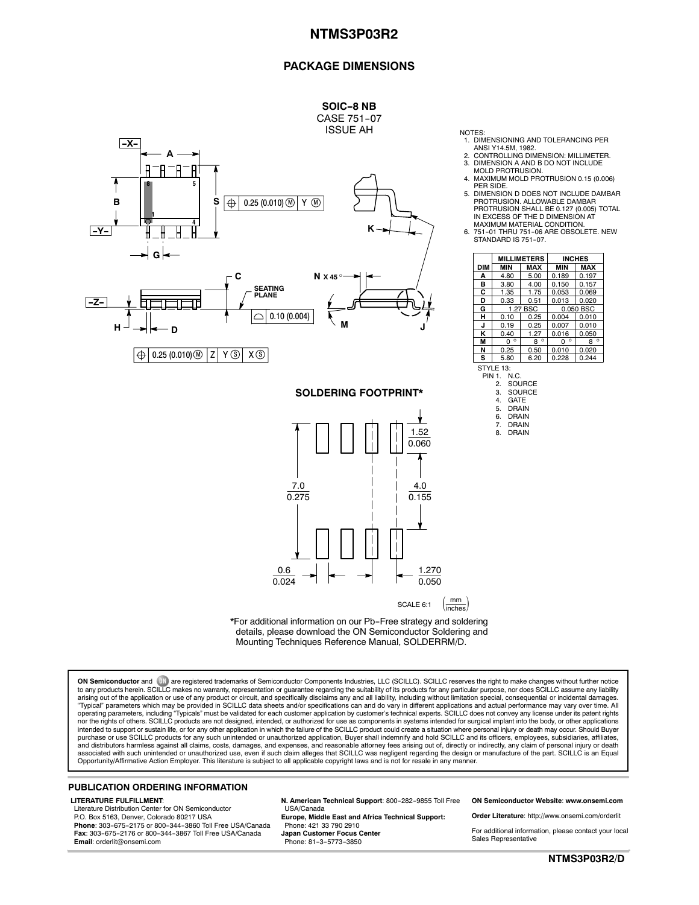## PACKAGE DIMENSIONS

**SOIC−8 NB**
CASE 751−07
ISSUE AH

NOTES:
1. DIMENSIONING AND TOLERANCING PER ANSI Y14.5M, 1982.
2. CONTROLLING DIMENSION: MILLIMETER.
3. DIMENSION A AND B DO NOT INCLUDE MOLD PROTRUSION.
4. MAXIMUM MOLD PROTRUSION 0.15 (0.006) PER SIDE.
5. DIMENSION D DOES NOT INCLUDE DAMBAR PROTRUSION. ALLOWABLE DAMBAR PROTRUSION SHALL BE 0.127 (0.005) TOTAL IN EXCESS OF THE D DIMENSION AT MAXIMUM MATERIAL CONDITION.
6. 751−01 THRU 751−06 ARE OBSOLETE. NEW STANDARD IS 751−07.

| | MILLIMETERS | | INCHES | |
|---|---|---|---|---|
| DIM | MIN | MAX | MIN | MAX |
| A | 4.80 | 5.00 | 0.189 | 0.197 |
| B | 3.80 | 4.00 | 0.150 | 0.157 |
| C | 1.35 | 1.75 | 0.053 | 0.069 |
| D | 0.33 | 0.51 | 0.013 | 0.020 |
| G | 1.27 BSC | | 0.050 BSC | |
| H | 0.10 | 0.25 | 0.004 | 0.010 |
| J | 0.19 | 0.25 | 0.007 | 0.010 |
| K | 0.40 | 1.27 | 0.016 | 0.050 |
| M | 0 ° | 8 ° | 0 ° | 8 ° |
| N | 0.25 | 0.50 | 0.010 | 0.020 |
| S | 5.80 | 6.20 | 0.228 | 0.244 |

STYLE 13:
PIN 1. N.C.
2. SOURCE
3. SOURCE
4. GATE
5. DRAIN
6. DRAIN
7. DRAIN
8. DRAIN

−X−
A
8
5
B
S
0.25 (0.010) M Y M
1
4
−Y−
K
G
C
N X 45 °
SEATING PLANE
−Z−
0.10 (0.004)
H
D
M
J
0.25 (0.010) M Z Y S X S

### SOLDERING FOOTPRINT*

1.52
0.060
7.0
0.275
4.0
0.155
0.6
0.024
1.270
0.050
SCALE 6:1 (mm / inches)

*For additional information on our Pb−Free strategy and soldering details, please download the ON Semiconductor Soldering and Mounting Techniques Reference Manual, SOLDERRM/D.

**ON Semiconductor** and ON are registered trademarks of Semiconductor Components Industries, LLC (SCILLC). SCILLC reserves the right to make changes without further notice to any products herein. SCILLC makes no warranty, representation or guarantee regarding the suitability of its products for any particular purpose, nor does SCILLC assume any liability arising out of the application or use of any product or circuit, and specifically disclaims any and all liability, including without limitation special, consequential or incidental damages. "Typical" parameters which may be provided in SCILLC data sheets and/or specifications can and do vary in different applications and actual performance may vary over time. All operating parameters, including "Typicals" must be validated for each customer application by customer's technical experts. SCILLC does not convey any license under its patent rights nor the rights of others. SCILLC products are not designed, intended, or authorized for use as components in systems intended for surgical implant into the body, or other applications intended to support or sustain life, or for any other application in which the failure of the SCILLC product could create a situation where personal injury or death may occur. Should Buyer purchase or use SCILLC products for any such unintended or unauthorized application, Buyer shall indemnify and hold SCILLC and its officers, employees, subsidiaries, affiliates, and distributors harmless against all claims, costs, damages, and expenses, and reasonable attorney fees arising out of, directly or indirectly, any claim of personal injury or death associated with such unintended or unauthorized use, even if such claim alleges that SCILLC was negligent regarding the design or manufacture of the part. SCILLC is an Equal Opportunity/Affirmative Action Employer. This literature is subject to all applicable copyright laws and is not for resale in any manner.

### PUBLICATION ORDERING INFORMATION

**LITERATURE FULFILLMENT**:
Literature Distribution Center for ON Semiconductor
P.O. Box 5163, Denver, Colorado 80217 USA
**Phone**: 303−675−2175 or 800−344−3860 Toll Free USA/Canada
**Fax**: 303−675−2176 or 800−344−3867 Toll Free USA/Canada
**Email**: orderlit@onsemi.com

**N. American Technical Support**: 800−282−9855 Toll Free USA/Canada
**Europe, Middle East and Africa Technical Support:**
Phone: 421 33 790 2910
**Japan Customer Focus Center**
Phone: 81−3−5773−3850

**ON Semiconductor Website**: **www.onsemi.com**

**Order Literature**: http://www.onsemi.com/orderlit

For additional information, please contact your local Sales Representative

**NTMS3P03R2/D**